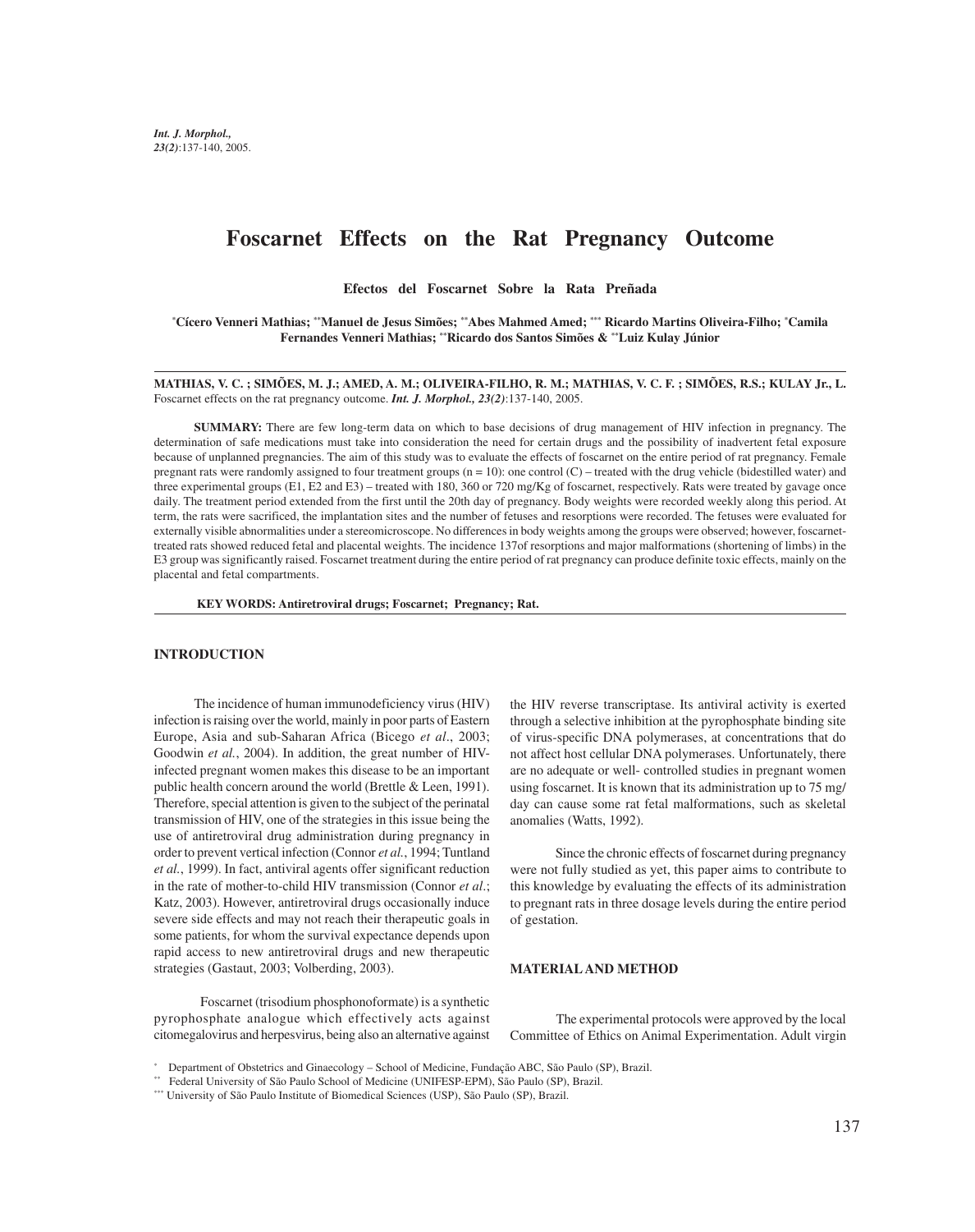# Foscarnet Effects on the Rat Pregnancy Outcome

**Efectos del Foscarnet Sobre la Rata Preñada**

**[*]Cícero Venneri Mathias; [**]Manuel de Jesus Simões; [**]Abes Mahmed Amed; [***] Ricardo Martins Oliveira-Filho; [*]Camila Fernandes Venneri Mathias; [**]Ricardo dos Santos Simões & [**]Luiz Kulay Júnior**

---

**MATHIAS, V. C. ; SIMÕES, M. J.; AMED, A. M.; OLIVEIRA-FILHO, R. M.; MATHIAS, V. C. F. ; SIMÕES, R.S.; KULAY Jr., L.** Foscarnet effects on the rat pregnancy outcome. ***Int. J. Morphol., 23(2)***:137-140, 2005.

**SUMMARY:** There are few long-term data on which to base decisions of drug management of HIV infection in pregnancy. The determination of safe medications must take into consideration the need for certain drugs and the possibility of inadvertent fetal exposure because of unplanned pregnancies. The aim of this study was to evaluate the effects of foscarnet on the entire period of rat pregnancy. Female pregnant rats were randomly assigned to four treatment groups (n = 10): one control (C) – treated with the drug vehicle (bidestilled water) and three experimental groups (E1, E2 and E3) – treated with 180, 360 or 720 mg/Kg of foscarnet, respectively. Rats were treated by gavage once daily. The treatment period extended from the first until the 20th day of pregnancy. Body weights were recorded weekly along this period. At term, the rats were sacrificed, the implantation sites and the number of fetuses and resorptions were recorded. The fetuses were evaluated for externally visible abnormalities under a stereomicroscope. No differences in body weights among the groups were observed; however, foscarnet-treated rats showed reduced fetal and placental weights. The incidence 137of resorptions and major malformations (shortening of limbs) in the E3 group was significantly raised. Foscarnet treatment during the entire period of rat pregnancy can produce definite toxic effects, mainly on the placental and fetal compartments.

**KEY WORDS: Antiretroviral drugs; Foscarnet; Pregnancy; Rat.**

---

## INTRODUCTION

The incidence of human immunodeficiency virus (HIV) infection is raising over the world, mainly in poor parts of Eastern Europe, Asia and sub-Saharan Africa (Bicego *et al*., 2003; Goodwin *et al.*, 2004). In addition, the great number of HIV-infected pregnant women makes this disease to be an important public health concern around the world (Brettle & Leen, 1991). Therefore, special attention is given to the subject of the perinatal transmission of HIV, one of the strategies in this issue being the use of antiretroviral drug administration during pregnancy in order to prevent vertical infection (Connor *et al.*, 1994; Tuntland *et al.*, 1999). In fact, antiviral agents offer significant reduction in the rate of mother-to-child HIV transmission (Connor *et al.*; Katz, 2003). However, antiretroviral drugs occasionally induce severe side effects and may not reach their therapeutic goals in some patients, for whom the survival expectance depends upon rapid access to new antiretroviral drugs and new therapeutic strategies (Gastaut, 2003; Volberding, 2003).

Foscarnet (trisodium phosphonoformate) is a synthetic pyrophosphate analogue which effectively acts against citomegalovirus and herpesvirus, being also an alternative against the HIV reverse transcriptase. Its antiviral activity is exerted through a selective inhibition at the pyrophosphate binding site of virus-specific DNA polymerases, at concentrations that do not affect host cellular DNA polymerases. Unfortunately, there are no adequate or well- controlled studies in pregnant women using foscarnet. It is known that its administration up to 75 mg/day can cause some rat fetal malformations, such as skeletal anomalies (Watts, 1992).

Since the chronic effects of foscarnet during pregnancy were not fully studied as yet, this paper aims to contribute to this knowledge by evaluating the effects of its administration to pregnant rats in three dosage levels during the entire period of gestation.

## MATERIAL AND METHOD

The experimental protocols were approved by the local Committee of Ethics on Animal Experimentation. Adult virgin

---

[*] Department of Obstetrics and Ginaecology – School of Medicine, Fundação ABC, São Paulo (SP), Brazil.
[**] Federal University of São Paulo School of Medicine (UNIFESP-EPM), São Paulo (SP), Brazil.
[***] University of São Paulo Institute of Biomedical Sciences (USP), São Paulo (SP), Brazil.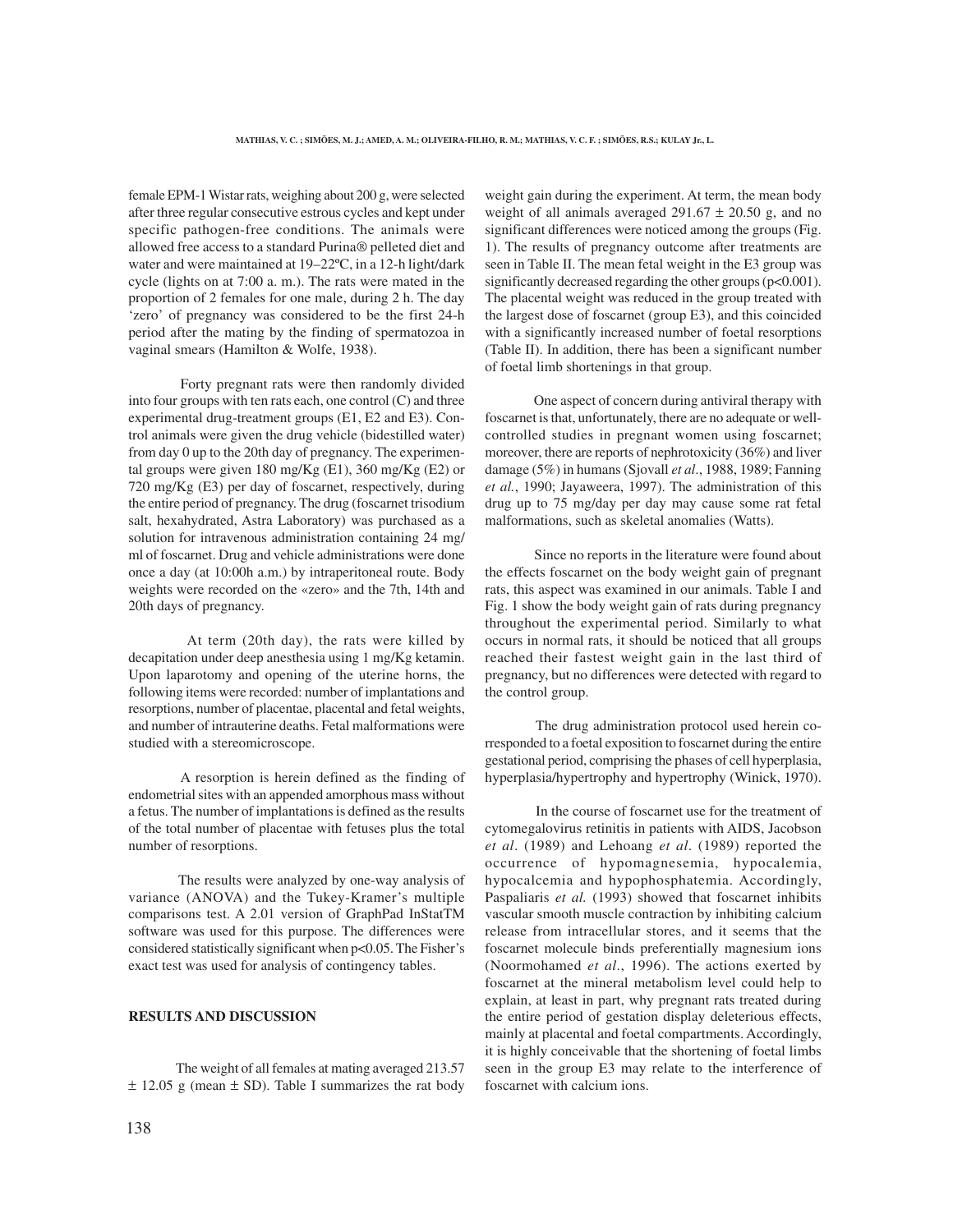female EPM-1 Wistar rats, weighing about 200 g, were selected after three regular consecutive estrous cycles and kept under specific pathogen-free conditions. The animals were allowed free access to a standard Purina® pelleted diet and water and were maintained at 19–22ºC, in a 12-h light/dark cycle (lights on at 7:00 a. m.). The rats were mated in the proportion of 2 females for one male, during 2 h. The day 'zero' of pregnancy was considered to be the first 24-h period after the mating by the finding of spermatozoa in vaginal smears (Hamilton & Wolfe, 1938).

Forty pregnant rats were then randomly divided into four groups with ten rats each, one control (C) and three experimental drug-treatment groups (E1, E2 and E3). Control animals were given the drug vehicle (bidestilled water) from day 0 up to the 20th day of pregnancy. The experimental groups were given 180 mg/Kg (E1), 360 mg/Kg (E2) or 720 mg/Kg (E3) per day of foscarnet, respectively, during the entire period of pregnancy. The drug (foscarnet trisodium salt, hexahydrated, Astra Laboratory) was purchased as a solution for intravenous administration containing 24 mg/ml of foscarnet. Drug and vehicle administrations were done once a day (at 10:00h a.m.) by intraperitoneal route. Body weights were recorded on the «zero» and the 7th, 14th and 20th days of pregnancy.

At term (20th day), the rats were killed by decapitation under deep anesthesia using 1 mg/Kg ketamin. Upon laparotomy and opening of the uterine horns, the following items were recorded: number of implantations and resorptions, number of placentae, placental and fetal weights, and number of intrauterine deaths. Fetal malformations were studied with a stereomicroscope.

A resorption is herein defined as the finding of endometrial sites with an appended amorphous mass without a fetus. The number of implantations is defined as the results of the total number of placentae with fetuses plus the total number of resorptions.

The results were analyzed by one-way analysis of variance (ANOVA) and the Tukey-Kramer's multiple comparisons test. A 2.01 version of GraphPad InStatTM software was used for this purpose. The differences were considered statistically significant when $p<0.05$. The Fisher's exact test was used for analysis of contingency tables.

## RESULTS AND DISCUSSION

The weight of all females at mating averaged 213.57 ± 12.05 g (mean ± SD). Table I summarizes the rat body weight gain during the experiment. At term, the mean body weight of all animals averaged 291.67 ± 20.50 g, and no significant differences were noticed among the groups (Fig. 1). The results of pregnancy outcome after treatments are seen in Table II. The mean fetal weight in the E3 group was significantly decreased regarding the other groups ($p<0.001$). The placental weight was reduced in the group treated with the largest dose of foscarnet (group E3), and this coincided with a significantly increased number of foetal resorptions (Table II). In addition, there has been a significant number of foetal limb shortenings in that group.

One aspect of concern during antiviral therapy with foscarnet is that, unfortunately, there are no adequate or well-controlled studies in pregnant women using foscarnet; moreover, there are reports of nephrotoxicity (36%) and liver damage (5%) in humans (Sjovall *et al*., 1988, 1989; Fanning *et al.*, 1990; Jayaweera, 1997). The administration of this drug up to 75 mg/day per day may cause some rat fetal malformations, such as skeletal anomalies (Watts).

Since no reports in the literature were found about the effects foscarnet on the body weight gain of pregnant rats, this aspect was examined in our animals. Table I and Fig. 1 show the body weight gain of rats during pregnancy throughout the experimental period. Similarly to what occurs in normal rats, it should be noticed that all groups reached their fastest weight gain in the last third of pregnancy, but no differences were detected with regard to the control group.

The drug administration protocol used herein corresponded to a foetal exposition to foscarnet during the entire gestational period, comprising the phases of cell hyperplasia, hyperplasia/hypertrophy and hypertrophy (Winick, 1970).

In the course of foscarnet use for the treatment of cytomegalovirus retinitis in patients with AIDS, Jacobson *et al*. (1989) and Lehoang *et al*. (1989) reported the occurrence of hypomagnesemia, hypocalemia, hypocalcemia and hypophosphatemia. Accordingly, Paspaliaris *et al.* (1993) showed that foscarnet inhibits vascular smooth muscle contraction by inhibiting calcium release from intracellular stores, and it seems that the foscarnet molecule binds preferentially magnesium ions (Noormohamed *et al*., 1996). The actions exerted by foscarnet at the mineral metabolism level could help to explain, at least in part, why pregnant rats treated during the entire period of gestation display deleterious effects, mainly at placental and foetal compartments. Accordingly, it is highly conceivable that the shortening of foetal limbs seen in the group E3 may relate to the interference of foscarnet with calcium ions.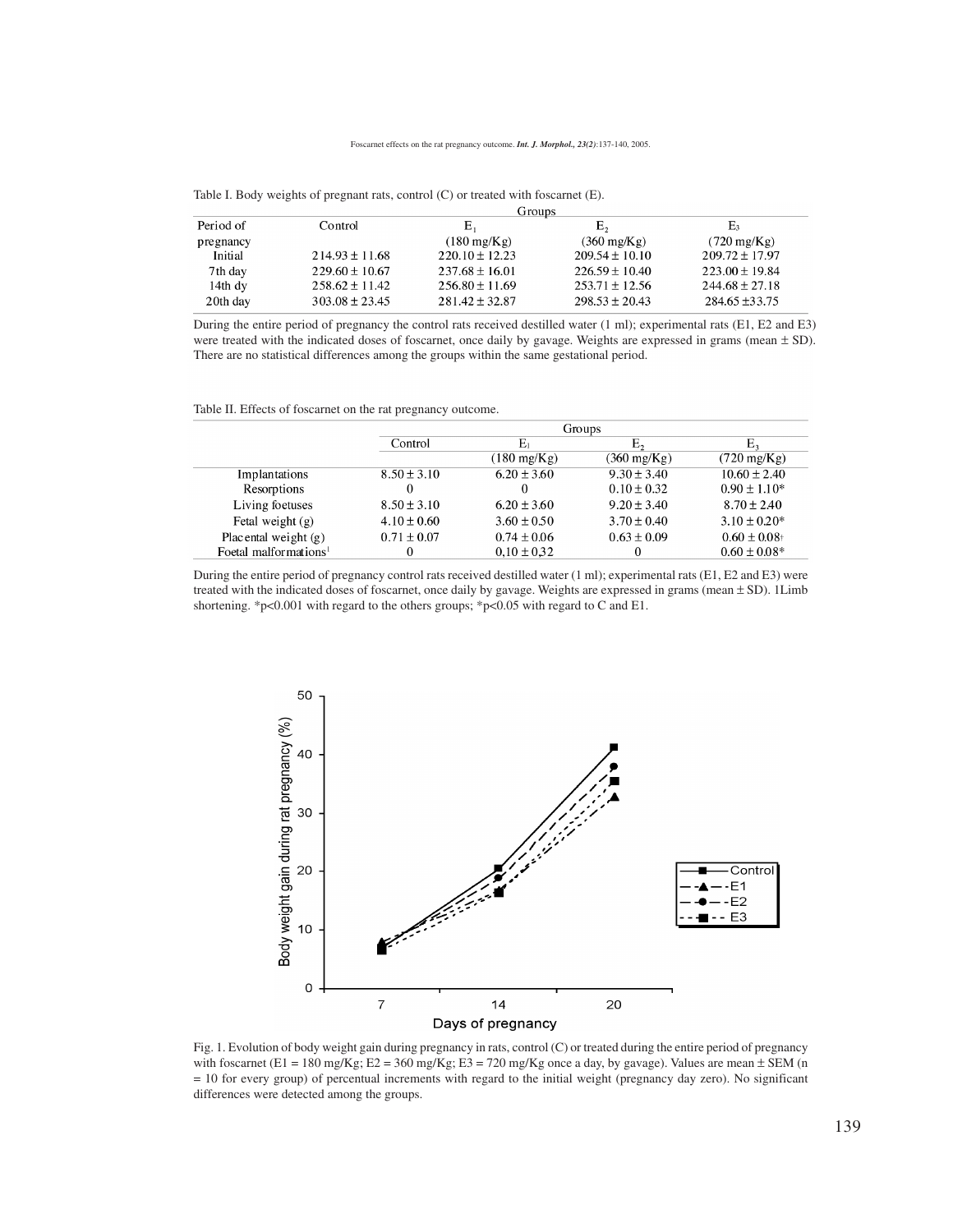Table I. Body weights of pregnant rats, control (C) or treated with foscarnet (E).

| Period of pregnancy | Control | $E_1$ (180 mg/Kg) | $E_2$ (360 mg/Kg) | $E_3$ (720 mg/Kg) |
|---|---|---|---|---|
| Initial | 214.93 ± 11.68 | 220.10 ± 12.23 | 209.54 ± 10.10 | 209.72 ± 17.97 |
| 7th day | 229.60 ± 10.67 | 237.68 ± 16.01 | 226.59 ± 10.40 | 223.00 ± 19.84 |
| 14th dy | 258.62 ± 11.42 | 256.80 ± 11.69 | 253.71 ± 12.56 | 244.68 ± 27.18 |
| 20th day | 303.08 ± 23.45 | 281.42 ± 32.87 | 298.53 ± 20.43 | 284.65 ±33.75 |

During the entire period of pregnancy the control rats received destilled water (1 ml); experimental rats (E1, E2 and E3) were treated with the indicated doses of foscarnet, once daily by gavage. Weights are expressed in grams (mean ± SD). There are no statistical differences among the groups within the same gestational period.

Table II. Effects of foscarnet on the rat pregnancy outcome.

| | Control | $E_1$ (180 mg/Kg) | $E_2$ (360 mg/Kg) | $E_3$ (720 mg/Kg) |
|---|---|---|---|---|
| Implantations | 8.50 ± 3.10 | 6.20 ± 3.60 | 9.30 ± 3.40 | 10.60 ± 2.40 |
| Resorptions | 0 | 0 | 0.10 ± 0.32 | 0.90 ± 1.10* |
| Living foetuses | 8.50 ± 3.10 | 6.20 ± 3.60 | 9.20 ± 3.40 | 8.70 ± 2.40 |
| Fetal weight (g) | 4.10 ± 0.60 | 3.60 ± 0.50 | 3.70 ± 0.40 | 3.10 ± 0.20* |
| Placental weight (g) | 0.71 ± 0.07 | 0.74 ± 0.06 | 0.63 ± 0.09 | 0.60 ± 0.08† |
| Foetal malformations[1] | 0 | 0,10 ± 0,32 | 0 | 0.60 ± 0.08* |

During the entire period of pregnancy control rats received destilled water (1 ml); experimental rats (E1, E2 and E3) were treated with the indicated doses of foscarnet, once daily by gavage. Weights are expressed in grams (mean ± SD). 1Limb shortening. *p<0.001 with regard to the others groups; *p<0.05 with regard to C and E1.

Fig. 1. Evolution of body weight gain during pregnancy in rats, control (C) or treated during the entire period of pregnancy with foscarnet (E1 = 180 mg/Kg; E2 = 360 mg/Kg; E3 = 720 mg/Kg once a day, by gavage). Values are mean ± SEM (n = 10 for every group) of percentual increments with regard to the initial weight (pregnancy day zero). No significant differences were detected among the groups.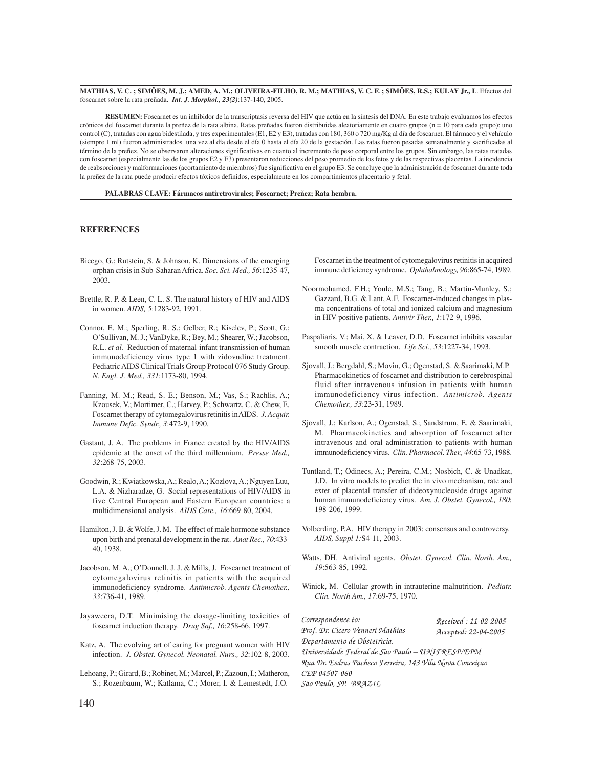**MATHIAS, V. C. ; SIMÕES, M. J.; AMED, A. M.; OLIVEIRA-FILHO, R. M.; MATHIAS, V. C. F. ; SIMÕES, R.S.; KULAY Jr., L.** Efectos del foscarnet sobre la rata preñada. ***Int. J. Morphol., 23(2)***:137-140, 2005.

**RESUMEN:** Foscarnet es un inhibidor de la transcriptasis reversa del HIV que actúa en la síntesis del DNA. En este trabajo evaluamos los efectos crónicos del foscarnet durante la preñez de la rata albina. Ratas preñadas fueron distribuidas aleatoriamente en cuatro grupos (n = 10 para cada grupo): uno control (C), tratadas con agua bidestilada, y tres experimentales (E1, E2 y E3), tratadas con 180, 360 o 720 mg/Kg al día de foscarnet. El fármaco y el vehículo (siempre 1 ml) fueron administrados una vez al día desde el día 0 hasta el día 20 de la gestación. Las ratas fueron pesadas semanalmente y sacrificadas al término de la preñez. No se observaron alteraciones significativas en cuanto al incremento de peso corporal entre los grupos. Sin embargo, las ratas tratadas con foscarnet (especialmente las de los grupos E2 y E3) presentaron reducciones del peso promedio de los fetos y de las respectivas placentas. La incidencia de reabsorciones y malformaciones (acortamiento de miembros) fue significativa en el grupo E3. Se concluye que la administración de foscarnet durante toda la preñez de la rata puede producir efectos tóxicos definidos, especialmente en los compartimientos placentario y fetal.

**PALABRAS CLAVE: Fármacos antiretrovirales; Foscarnet; Preñez; Rata hembra.**

## REFERENCES

Bicego, G.; Rutstein, S. & Johnson, K. Dimensions of the emerging orphan crisis in Sub-Saharan Africa. *Soc. Sci. Med., 56*:1235-47, 2003.

Brettle, R. P. & Leen, C. L. S. The natural history of HIV and AIDS in women. *AIDS, 5*:1283-92, 1991.

Connor, E. M.; Sperling, R. S.; Gelber, R.; Kiselev, P.; Scott, G.; O'Sullivan, M. J.; VanDyke, R.; Bey, M.; Shearer, W.; Jacobson, R.L. *et al.* Reduction of maternal-infant transmission of human immunodeficiency virus type 1 with zidovudine treatment. Pediatric AIDS Clinical Trials Group Protocol 076 Study Group. *N. Engl. J. Med., 331*:1173-80, 1994.

Fanning, M. M.; Read, S. E.; Benson, M.; Vas, S.; Rachlis, A.; Kzousek, V.; Mortimer, C.; Harvey, P.; Schwartz, C. & Chew, E. Foscarnet therapy of cytomegalovirus retinitis in AIDS. *J. Acquir. Immune Defic. Syndr., 3*:472-9, 1990.

Gastaut, J. A. The problems in France created by the HIV/AIDS epidemic at the onset of the third millennium. *Presse Med., 32*:268-75, 2003.

Goodwin, R.; Kwiatkowska, A.; Realo, A.; Kozlova, A.; Nguyen Luu, L.A. & Nizharadze, G. Social representations of HIV/AIDS in five Central European and Eastern European countries: a multidimensional analysis. *AIDS Care., 16*:669-80, 2004.

Hamilton, J. B. & Wolfe, J. M. The effect of male hormone substance upon birth and prenatal development in the rat. *Anat Rec., 70*:433-40, 1938.

Jacobson, M. A.; O'Donnell, J. J. & Mills, J. Foscarnet treatment of cytomegalovirus retinitis in patients with the acquired immunodeficiency syndrome. *Antimicrob. Agents Chemother., 33*:736-41, 1989.

Jayaweera, D.T. Minimising the dosage-limiting toxicities of foscarnet induction therapy. *Drug Saf., 16*:258-66, 1997.

Katz, A. The evolving art of caring for pregnant women with HIV infection. *J. Obstet. Gynecol. Neonatal. Nurs., 32*:102-8, 2003.

Lehoang, P.; Girard, B.; Robinet, M.; Marcel, P.; Zazoun, I.; Matheron, S.; Rozenbaum, W.; Katlama, C.; Morer, I. & Lemestedt, J.O. Foscarnet in the treatment of cytomegalovirus retinitis in acquired immune deficiency syndrome. *Ophthalmology, 96*:865-74, 1989.

Noormohamed, F.H.; Youle, M.S.; Tang, B.; Martin-Munley, S.; Gazzard, B.G. & Lant, A.F. Foscarnet-induced changes in plasma concentrations of total and ionized calcium and magnesium in HIV-positive patients. *Antivir Ther., 1*:172-9, 1996.

Paspaliaris, V.; Mai, X. & Leaver, D.D. Foscarnet inhibits vascular smooth muscle contraction. *Life Sci., 53*:1227-34, 1993.

Sjovall, J.; Bergdahl, S.; Movin, G.; Ogenstad, S. & Saarimaki, M.P. Pharmacokinetics of foscarnet and distribution to cerebrospinal fluid after intravenous infusion in patients with human immunodeficiency virus infection. *Antimicrob. Agents Chemother., 33*:23-31, 1989.

Sjovall, J.; Karlson, A.; Ogenstad, S.; Sandstrum, E. & Saarimaki, M. Pharmacokinetics and absorption of foscarnet after intravenous and oral administration to patients with human immunodeficiency virus. *Clin. Pharmacol. Ther., 44*:65-73, 1988.

Tuntland, T.; Odinecs, A.; Pereira, C.M.; Nosbich, C. & Unadkat, J.D. In vitro models to predict the in vivo mechanism, rate and extet of placental transfer of dideoxynucleoside drugs against human immunodeficiency virus. *Am. J. Obstet. Gynecol., 180*: 198-206, 1999.

Volberding, P.A. HIV therapy in 2003: consensus and controversy. *AIDS, Suppl 1*:S4-11, 2003.

Watts, DH. Antiviral agents. *Obstet. Gynecol. Clin. North. Am., 19*:563-85, 1992.

Winick, M. Cellular growth in intrauterine malnutrition. *Pediatr. Clin. North Am., 17*:69-75, 1970.

*Correspondence to:*
*Prof. Dr. Cicero Venneri Mathias*
*Departamento de Obstetricia.*
*Universidade Federal de São Paulo – UNIFRESP/EPM*
*Rua Dr. Esdras Pacheco Ferreira, 143 Vila Nova Conceição*
*CEP 04507-060*
*São Paulo, SP. BRAZIL*

*Received : 11-02-2005*
*Accepted: 22-04-2005*